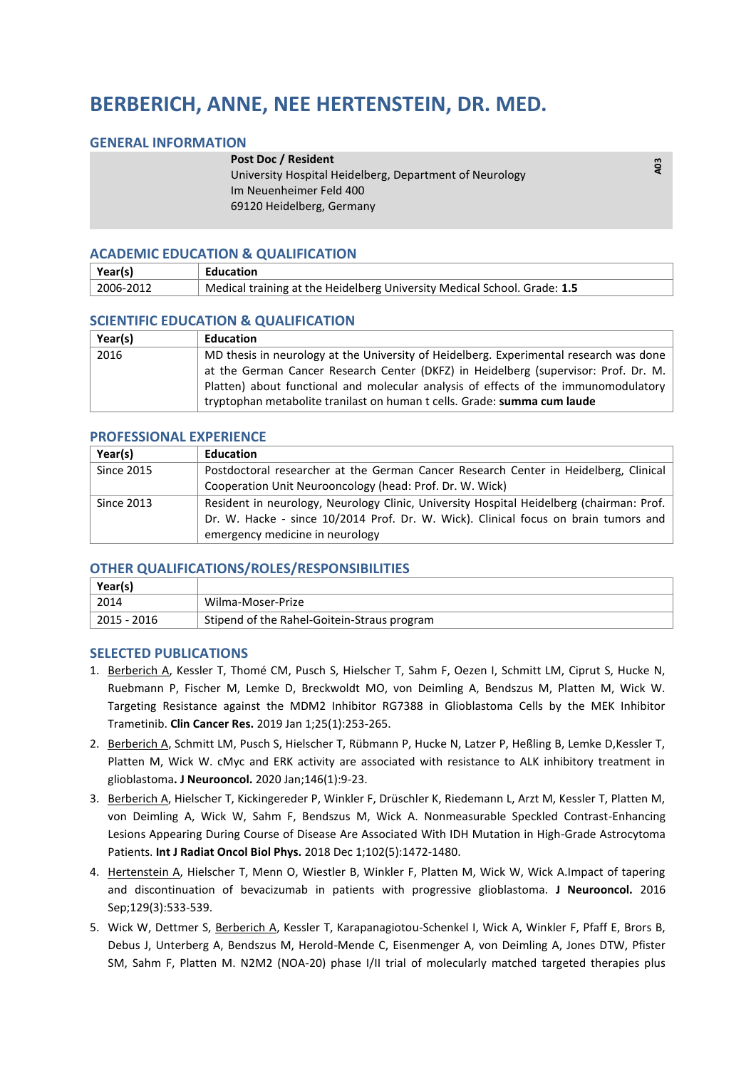# BERBERICH, ANNE, NEE HERTENSTEIN, DR. MED.

## GENERAL INFORMATION

**Post Doc / Resident**
University Hospital Heidelberg, Department of Neurology
Im Neuenheimer Feld 400
69120 Heidelberg, Germany

A03

## ACADEMIC EDUCATION & QUALIFICATION

| Year(s) | Education |
|---|---|
| 2006-2012 | Medical training at the Heidelberg University Medical School. Grade: **1.5** |

## SCIENTIFIC EDUCATION & QUALIFICATION

| Year(s) | Education |
|---|---|
| 2016 | MD thesis in neurology at the University of Heidelberg. Experimental research was done at the German Cancer Research Center (DKFZ) in Heidelberg (supervisor: Prof. Dr. M. Platten) about functional and molecular analysis of effects of the immunomodulatory tryptophan metabolite tranilast on human t cells. Grade: **summa cum laude** |

## PROFESSIONAL EXPERIENCE

| Year(s) | Education |
|---|---|
| Since 2015 | Postdoctoral researcher at the German Cancer Research Center in Heidelberg, Clinical Cooperation Unit Neurooncology (head: Prof. Dr. W. Wick) |
| Since 2013 | Resident in neurology, Neurology Clinic, University Hospital Heidelberg (chairman: Prof. Dr. W. Hacke - since 10/2014 Prof. Dr. W. Wick). Clinical focus on brain tumors and emergency medicine in neurology |

## OTHER QUALIFICATIONS/ROLES/RESPONSIBILITIES

| Year(s) | |
|---|---|
| 2014 | Wilma-Moser-Prize |
| 2015 - 2016 | Stipend of the Rahel-Goitein-Straus program |

## SELECTED PUBLICATIONS

1. Berberich A, Kessler T, Thomé CM, Pusch S, Hielscher T, Sahm F, Oezen I, Schmitt LM, Ciprut S, Hucke N, Ruebmann P, Fischer M, Lemke D, Breckwoldt MO, von Deimling A, Bendszus M, Platten M, Wick W. Targeting Resistance against the MDM2 Inhibitor RG7388 in Glioblastoma Cells by the MEK Inhibitor Trametinib. **Clin Cancer Res.** 2019 Jan 1;25(1):253-265.
2. Berberich A, Schmitt LM, Pusch S, Hielscher T, Rübmann P, Hucke N, Latzer P, Heßling B, Lemke D,Kessler T, Platten M, Wick W. cMyc and ERK activity are associated with resistance to ALK inhibitory treatment in glioblastoma**. J Neurooncol.** 2020 Jan;146(1):9-23.
3. Berberich A, Hielscher T, Kickingereder P, Winkler F, Drüschler K, Riedemann L, Arzt M, Kessler T, Platten M, von Deimling A, Wick W, Sahm F, Bendszus M, Wick A. Nonmeasurable Speckled Contrast-Enhancing Lesions Appearing During Course of Disease Are Associated With IDH Mutation in High-Grade Astrocytoma Patients. **Int J Radiat Oncol Biol Phys.** 2018 Dec 1;102(5):1472-1480.
4. Hertenstein A, Hielscher T, Menn O, Wiestler B, Winkler F, Platten M, Wick W, Wick A.Impact of tapering and discontinuation of bevacizumab in patients with progressive glioblastoma. **J Neurooncol.** 2016 Sep;129(3):533-539.
5. Wick W, Dettmer S, Berberich A, Kessler T, Karapanagiotou-Schenkel I, Wick A, Winkler F, Pfaff E, Brors B, Debus J, Unterberg A, Bendszus M, Herold-Mende C, Eisenmenger A, von Deimling A, Jones DTW, Pfister SM, Sahm F, Platten M. N2M2 (NOA-20) phase I/II trial of molecularly matched targeted therapies plus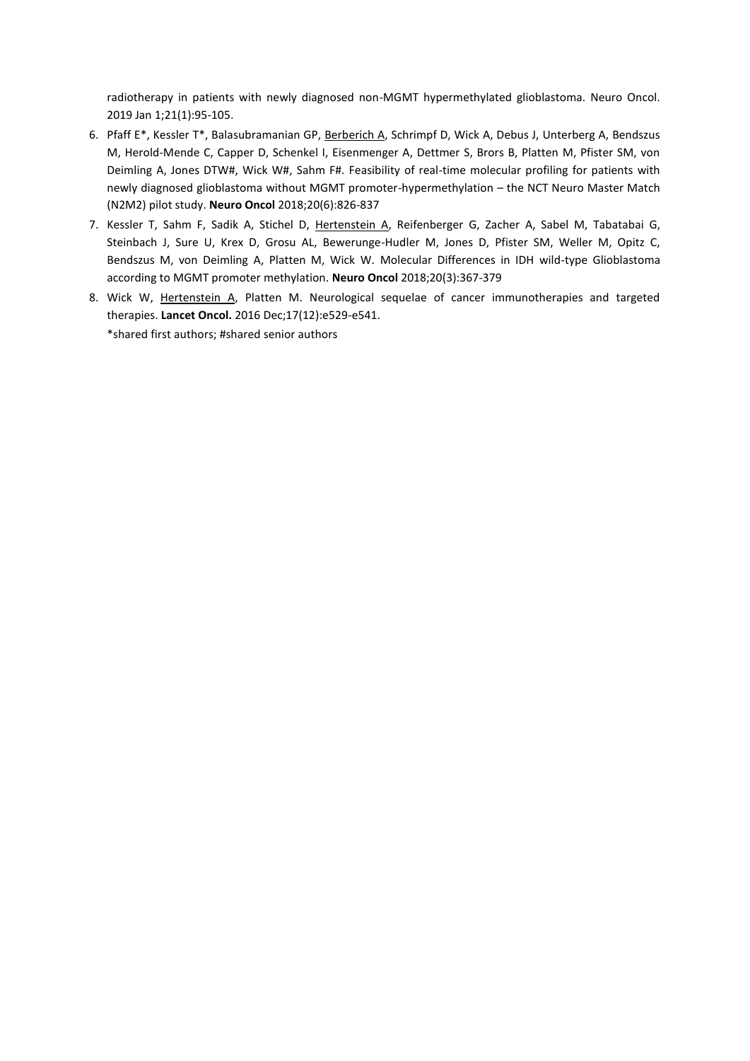radiotherapy in patients with newly diagnosed non-MGMT hypermethylated glioblastoma. Neuro Oncol. 2019 Jan 1;21(1):95-105.

6. Pfaff E*, Kessler T*, Balasubramanian GP, <u>Berberich A</u>, Schrimpf D, Wick A, Debus J, Unterberg A, Bendszus M, Herold-Mende C, Capper D, Schenkel I, Eisenmenger A, Dettmer S, Brors B, Platten M, Pfister SM, von Deimling A, Jones DTW#, Wick W#, Sahm F#. Feasibility of real-time molecular profiling for patients with newly diagnosed glioblastoma without MGMT promoter-hypermethylation – the NCT Neuro Master Match (N2M2) pilot study. **Neuro Oncol** 2018;20(6):826-837
7. Kessler T, Sahm F, Sadik A, Stichel D, <u>Hertenstein A</u>, Reifenberger G, Zacher A, Sabel M, Tabatabai G, Steinbach J, Sure U, Krex D, Grosu AL, Bewerunge-Hudler M, Jones D, Pfister SM, Weller M, Opitz C, Bendszus M, von Deimling A, Platten M, Wick W. Molecular Differences in IDH wild-type Glioblastoma according to MGMT promoter methylation. **Neuro Oncol** 2018;20(3):367-379
8. Wick W, <u>Hertenstein A</u>, Platten M. Neurological sequelae of cancer immunotherapies and targeted therapies. **Lancet Oncol.** 2016 Dec;17(12):e529-e541.

   *shared first authors; #shared senior authors